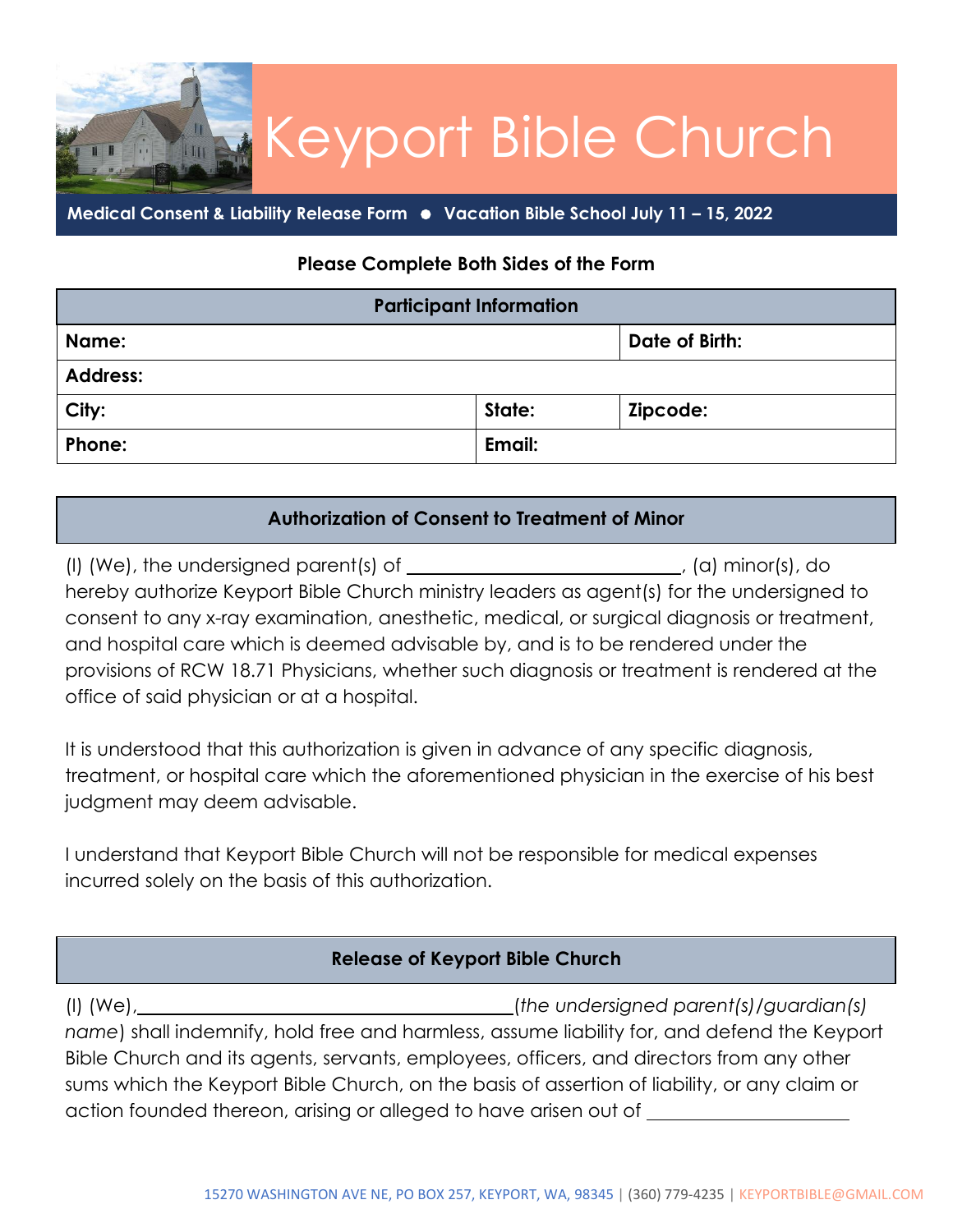# Keyport Bible Church

**Medical Consent & Liability Release Form ● Vacation Bible School July 11 – 15, 2022**

**Please Complete Both Sides of the Form**

| Participant Information | | |
|---|---|---|
| **Name:** | | **Date of Birth:** |
| **Address:** | | |
| **City:** | **State:** | **Zipcode:** |
| **Phone:** | **Email:** | |

### Authorization of Consent to Treatment of Minor

(I) (We), the undersigned parent(s) of ______________________________, (a) minor(s), do hereby authorize Keyport Bible Church ministry leaders as agent(s) for the undersigned to consent to any x-ray examination, anesthetic, medical, or surgical diagnosis or treatment, and hospital care which is deemed advisable by, and is to be rendered under the provisions of RCW 18.71 Physicians, whether such diagnosis or treatment is rendered at the office of said physician or at a hospital.

It is understood that this authorization is given in advance of any specific diagnosis, treatment, or hospital care which the aforementioned physician in the exercise of his best judgment may deem advisable.

I understand that Keyport Bible Church will not be responsible for medical expenses incurred solely on the basis of this authorization.

### Release of Keyport Bible Church

(I) (We),________________________________________(*the undersigned parent(s)/guardian(s) name*) shall indemnify, hold free and harmless, assume liability for, and defend the Keyport Bible Church and its agents, servants, employees, officers, and directors from any other sums which the Keyport Bible Church, on the basis of assertion of liability, or any claim or action founded thereon, arising or alleged to have arisen out of ______________________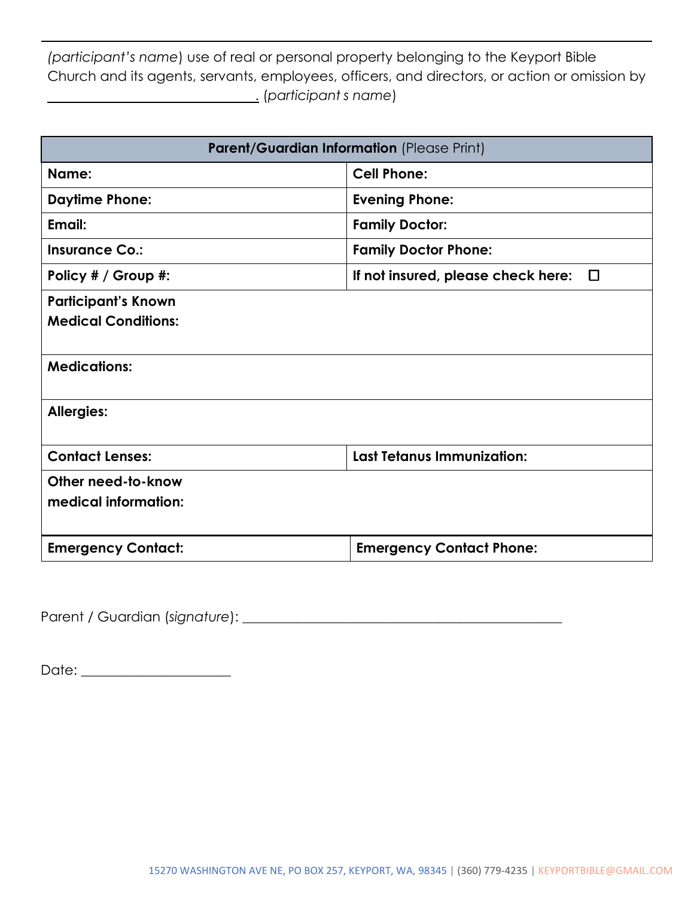(*participant's name*) use of real or personal property belonging to the Keyport Bible Church and its agents, servants, employees, officers, and directors, or action or omission by ______________________________. (*participant s name*)

| **Parent/Guardian Information** (Please Print) | |
|---|---|
| **Name:** | **Cell Phone:** |
| **Daytime Phone:** | **Evening Phone:** |
| **Email:** | **Family Doctor:** |
| **Insurance Co.:** | **Family Doctor Phone:** |
| **Policy # / Group #:** | **If not insured, please check here:** ☐ |
| **Participant's Known Medical Conditions:** | |
| **Medications:** | |
| **Allergies:** | |
| **Contact Lenses:** | **Last Tetanus Immunization:** |
| **Other need-to-know medical information:** | |
| **Emergency Contact:** | **Emergency Contact Phone:** |

Parent / Guardian (*signature*): ________________________________________________

Date: ______________________